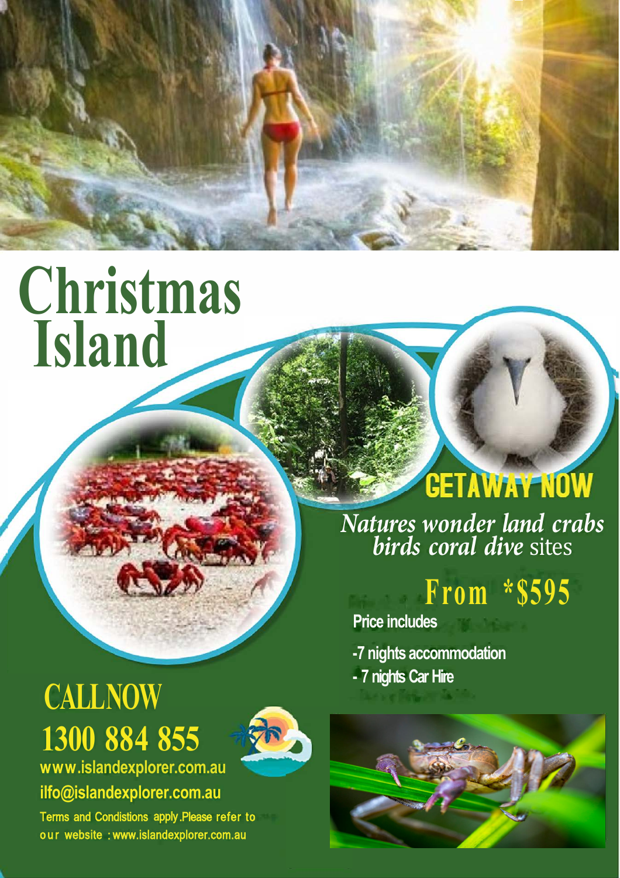# Christmas Island

## GETAWAY NOW

*Natures wonder land crabs birds coral dive* sites

## From *$595

**Price includes**

- **-7 nights accommodation**
- **- 7 nights Car Hire**

## CALLNOW

## 1300 884 855

www.islandexplorer.com.au

ilfo@islandexplorer.com.au

Terms and Condistions apply.Please refer to our website : www.islandexplorer.com.au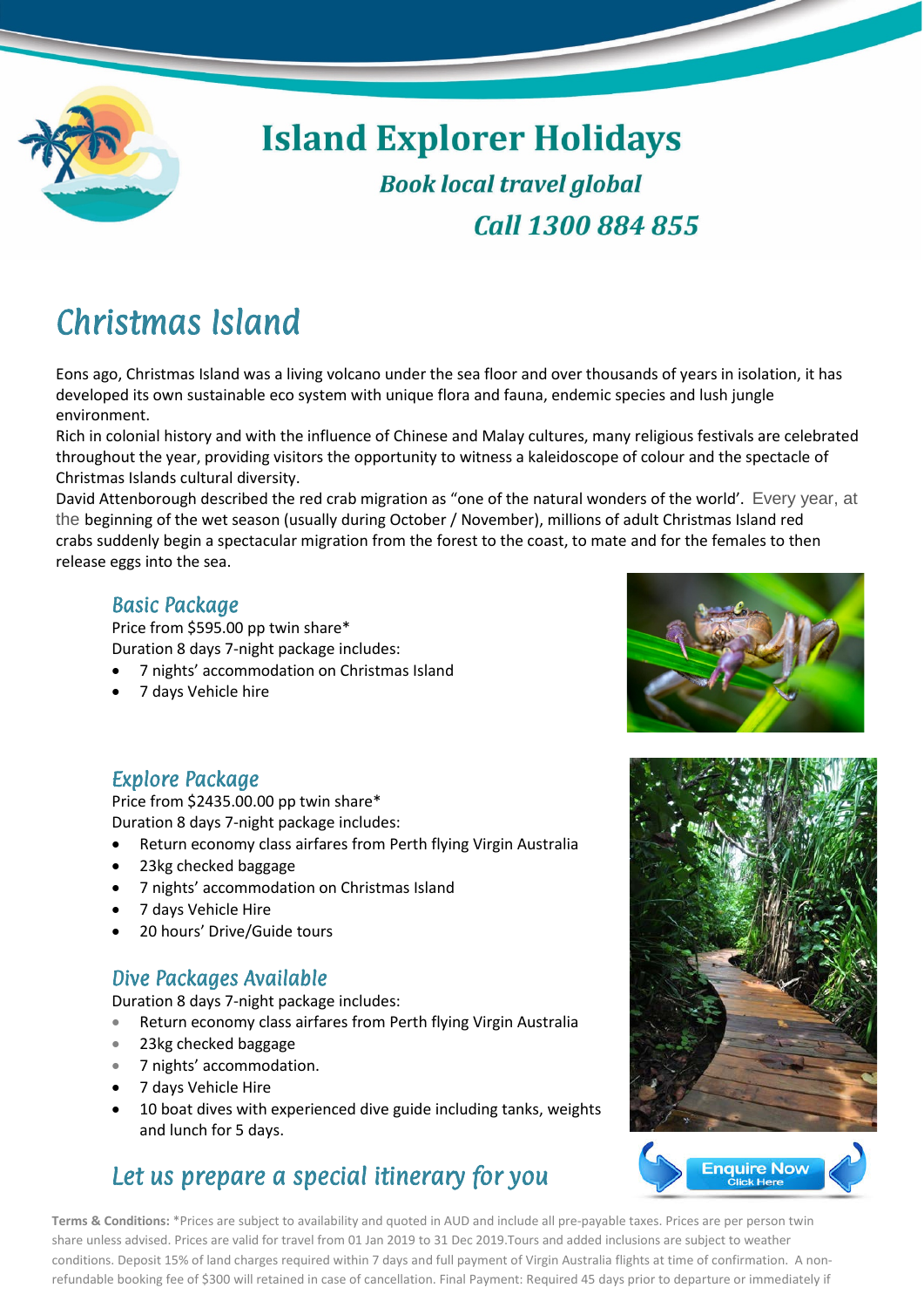# Island Explorer Holidays

***Book local travel global***

***Call 1300 884 855***

## Christmas Island

Eons ago, Christmas Island was a living volcano under the sea floor and over thousands of years in isolation, it has developed its own sustainable eco system with unique flora and fauna, endemic species and lush jungle environment.

Rich in colonial history and with the influence of Chinese and Malay cultures, many religious festivals are celebrated throughout the year, providing visitors the opportunity to witness a kaleidoscope of colour and the spectacle of Christmas Islands cultural diversity.

David Attenborough described the red crab migration as "one of the natural wonders of the world'. Every year, at the beginning of the wet season (usually during October / November), millions of adult Christmas Island red crabs suddenly begin a spectacular migration from the forest to the coast, to mate and for the females to then release eggs into the sea.

### Basic Package

Price from $595.00 pp twin share*

Duration 8 days 7-night package includes:

- 7 nights' accommodation on Christmas Island
- 7 days Vehicle hire

### Explore Package

Price from $2435.00.00 pp twin share*

Duration 8 days 7-night package includes:

- Return economy class airfares from Perth flying Virgin Australia
- 23kg checked baggage
- 7 nights' accommodation on Christmas Island
- 7 days Vehicle Hire
- 20 hours' Drive/Guide tours

### Dive Packages Available

Duration 8 days 7-night package includes:

- Return economy class airfares from Perth flying Virgin Australia
- 23kg checked baggage
- 7 nights' accommodation.
- 7 days Vehicle Hire
- 10 boat dives with experienced dive guide including tanks, weights and lunch for 5 days.

## Let us prepare a special itinerary for you

Enquire Now
Click Here

**Terms & Conditions:** *Prices are subject to availability and quoted in AUD and include all pre-payable taxes. Prices are per person twin share unless advised. Prices are valid for travel from 01 Jan 2019 to 31 Dec 2019.Tours and added inclusions are subject to weather conditions. Deposit 15% of land charges required within 7 days and full payment of Virgin Australia flights at time of confirmation. A non-refundable booking fee of $300 will retained in case of cancellation. Final Payment: Required 45 days prior to departure or immediately if